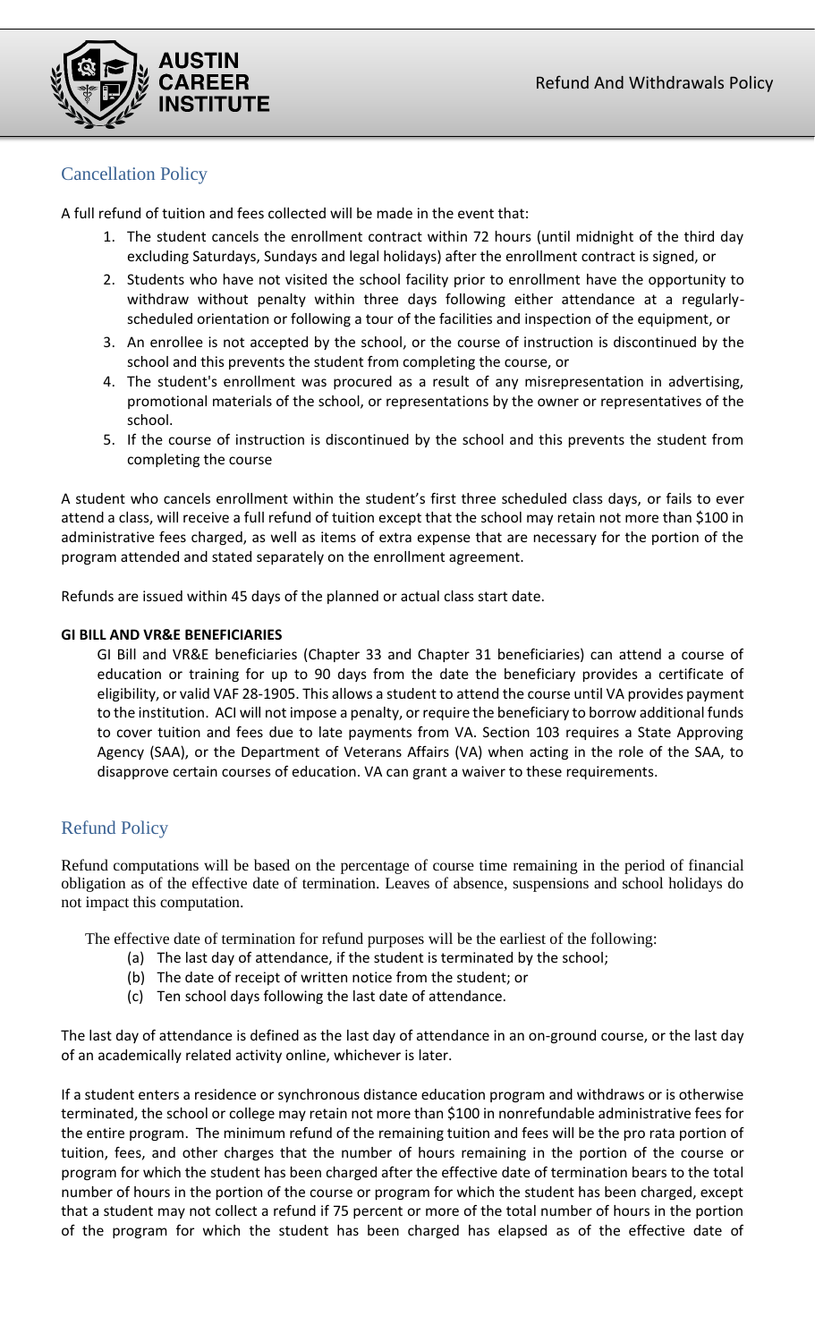## Cancellation Policy

A full refund of tuition and fees collected will be made in the event that:

1. The student cancels the enrollment contract within 72 hours (until midnight of the third day excluding Saturdays, Sundays and legal holidays) after the enrollment contract is signed, or
2. Students who have not visited the school facility prior to enrollment have the opportunity to withdraw without penalty within three days following either attendance at a regularly-scheduled orientation or following a tour of the facilities and inspection of the equipment, or
3. An enrollee is not accepted by the school, or the course of instruction is discontinued by the school and this prevents the student from completing the course, or
4. The student's enrollment was procured as a result of any misrepresentation in advertising, promotional materials of the school, or representations by the owner or representatives of the school.
5. If the course of instruction is discontinued by the school and this prevents the student from completing the course

A student who cancels enrollment within the student's first three scheduled class days, or fails to ever attend a class, will receive a full refund of tuition except that the school may retain not more than $100 in administrative fees charged, as well as items of extra expense that are necessary for the portion of the program attended and stated separately on the enrollment agreement.

Refunds are issued within 45 days of the planned or actual class start date.

**GI BILL AND VR&E BENEFICIARIES**

GI Bill and VR&E beneficiaries (Chapter 33 and Chapter 31 beneficiaries) can attend a course of education or training for up to 90 days from the date the beneficiary provides a certificate of eligibility, or valid VAF 28-1905. This allows a student to attend the course until VA provides payment to the institution. ACI will not impose a penalty, or require the beneficiary to borrow additional funds to cover tuition and fees due to late payments from VA. Section 103 requires a State Approving Agency (SAA), or the Department of Veterans Affairs (VA) when acting in the role of the SAA, to disapprove certain courses of education. VA can grant a waiver to these requirements.

## Refund Policy

Refund computations will be based on the percentage of course time remaining in the period of financial obligation as of the effective date of termination. Leaves of absence, suspensions and school holidays do not impact this computation.

The effective date of termination for refund purposes will be the earliest of the following:

(a) The last day of attendance, if the student is terminated by the school;
(b) The date of receipt of written notice from the student; or
(c) Ten school days following the last date of attendance.

The last day of attendance is defined as the last day of attendance in an on-ground course, or the last day of an academically related activity online, whichever is later.

If a student enters a residence or synchronous distance education program and withdraws or is otherwise terminated, the school or college may retain not more than $100 in nonrefundable administrative fees for the entire program. The minimum refund of the remaining tuition and fees will be the pro rata portion of tuition, fees, and other charges that the number of hours remaining in the portion of the course or program for which the student has been charged after the effective date of termination bears to the total number of hours in the portion of the course or program for which the student has been charged, except that a student may not collect a refund if 75 percent or more of the total number of hours in the portion of the program for which the student has been charged has elapsed as of the effective date of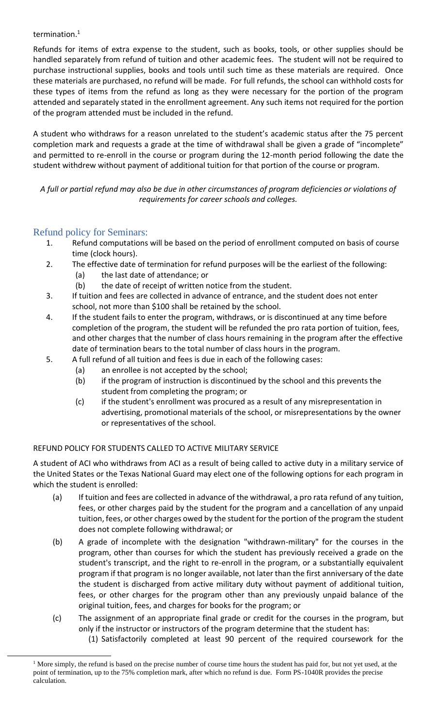termination.[1]

Refunds for items of extra expense to the student, such as books, tools, or other supplies should be handled separately from refund of tuition and other academic fees. The student will not be required to purchase instructional supplies, books and tools until such time as these materials are required. Once these materials are purchased, no refund will be made. For full refunds, the school can withhold costs for these types of items from the refund as long as they were necessary for the portion of the program attended and separately stated in the enrollment agreement. Any such items not required for the portion of the program attended must be included in the refund.

A student who withdraws for a reason unrelated to the student's academic status after the 75 percent completion mark and requests a grade at the time of withdrawal shall be given a grade of "incomplete" and permitted to re-enroll in the course or program during the 12-month period following the date the student withdrew without payment of additional tuition for that portion of the course or program.

*A full or partial refund may also be due in other circumstances of program deficiencies or violations of requirements for career schools and colleges.*

## Refund policy for Seminars:

1. Refund computations will be based on the period of enrollment computed on basis of course time (clock hours).
2. The effective date of termination for refund purposes will be the earliest of the following:
   (a) the last date of attendance; or
   (b) the date of receipt of written notice from the student.
3. If tuition and fees are collected in advance of entrance, and the student does not enter school, not more than $100 shall be retained by the school.
4. If the student fails to enter the program, withdraws, or is discontinued at any time before completion of the program, the student will be refunded the pro rata portion of tuition, fees, and other charges that the number of class hours remaining in the program after the effective date of termination bears to the total number of class hours in the program.
5. A full refund of all tuition and fees is due in each of the following cases:
   (a) an enrollee is not accepted by the school;
   (b) if the program of instruction is discontinued by the school and this prevents the student from completing the program; or
   (c) if the student's enrollment was procured as a result of any misrepresentation in advertising, promotional materials of the school, or misrepresentations by the owner or representatives of the school.

REFUND POLICY FOR STUDENTS CALLED TO ACTIVE MILITARY SERVICE

A student of ACI who withdraws from ACI as a result of being called to active duty in a military service of the United States or the Texas National Guard may elect one of the following options for each program in which the student is enrolled:

(a) If tuition and fees are collected in advance of the withdrawal, a pro rata refund of any tuition, fees, or other charges paid by the student for the program and a cancellation of any unpaid tuition, fees, or other charges owed by the student for the portion of the program the student does not complete following withdrawal; or

(b) A grade of incomplete with the designation "withdrawn-military" for the courses in the program, other than courses for which the student has previously received a grade on the student's transcript, and the right to re-enroll in the program, or a substantially equivalent program if that program is no longer available, not later than the first anniversary of the date the student is discharged from active military duty without payment of additional tuition, fees, or other charges for the program other than any previously unpaid balance of the original tuition, fees, and charges for books for the program; or

(c) The assignment of an appropriate final grade or credit for the courses in the program, but only if the instructor or instructors of the program determine that the student has:
   (1) Satisfactorily completed at least 90 percent of the required coursework for the

[1] More simply, the refund is based on the precise number of course time hours the student has paid for, but not yet used, at the point of termination, up to the 75% completion mark, after which no refund is due. Form PS-1040R provides the precise calculation.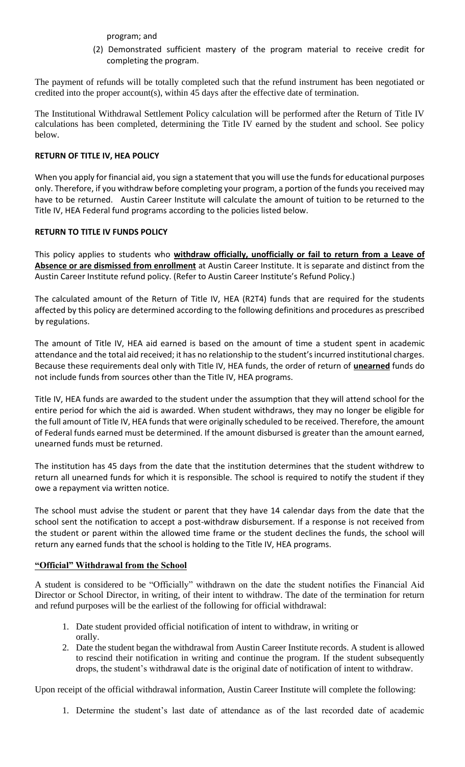program; and

(2) Demonstrated sufficient mastery of the program material to receive credit for completing the program.

The payment of refunds will be totally completed such that the refund instrument has been negotiated or credited into the proper account(s), within 45 days after the effective date of termination.

The Institutional Withdrawal Settlement Policy calculation will be performed after the Return of Title IV calculations has been completed, determining the Title IV earned by the student and school. See policy below.

**RETURN OF TITLE IV, HEA POLICY**

When you apply for financial aid, you sign a statement that you will use the funds for educational purposes only. Therefore, if you withdraw before completing your program, a portion of the funds you received may have to be returned. Austin Career Institute will calculate the amount of tuition to be returned to the Title IV, HEA Federal fund programs according to the policies listed below.

**RETURN TO TITLE IV FUNDS POLICY**

This policy applies to students who **withdraw officially, unofficially or fail to return from a Leave of Absence or are dismissed from enrollment** at Austin Career Institute. It is separate and distinct from the Austin Career Institute refund policy. (Refer to Austin Career Institute's Refund Policy.)

The calculated amount of the Return of Title IV, HEA (R2T4) funds that are required for the students affected by this policy are determined according to the following definitions and procedures as prescribed by regulations.

The amount of Title IV, HEA aid earned is based on the amount of time a student spent in academic attendance and the total aid received; it has no relationship to the student's incurred institutional charges. Because these requirements deal only with Title IV, HEA funds, the order of return of **unearned** funds do not include funds from sources other than the Title IV, HEA programs.

Title IV, HEA funds are awarded to the student under the assumption that they will attend school for the entire period for which the aid is awarded. When student withdraws, they may no longer be eligible for the full amount of Title IV, HEA funds that were originally scheduled to be received. Therefore, the amount of Federal funds earned must be determined. If the amount disbursed is greater than the amount earned, unearned funds must be returned.

The institution has 45 days from the date that the institution determines that the student withdrew to return all unearned funds for which it is responsible. The school is required to notify the student if they owe a repayment via written notice.

The school must advise the student or parent that they have 14 calendar days from the date that the school sent the notification to accept a post-withdraw disbursement. If a response is not received from the student or parent within the allowed time frame or the student declines the funds, the school will return any earned funds that the school is holding to the Title IV, HEA programs.

**"Official" Withdrawal from the School**

A student is considered to be "Officially" withdrawn on the date the student notifies the Financial Aid Director or School Director, in writing, of their intent to withdraw. The date of the termination for return and refund purposes will be the earliest of the following for official withdrawal:

1. Date student provided official notification of intent to withdraw, in writing or orally.
2. Date the student began the withdrawal from Austin Career Institute records. A student is allowed to rescind their notification in writing and continue the program. If the student subsequently drops, the student's withdrawal date is the original date of notification of intent to withdraw.

Upon receipt of the official withdrawal information, Austin Career Institute will complete the following:

1. Determine the student's last date of attendance as of the last recorded date of academic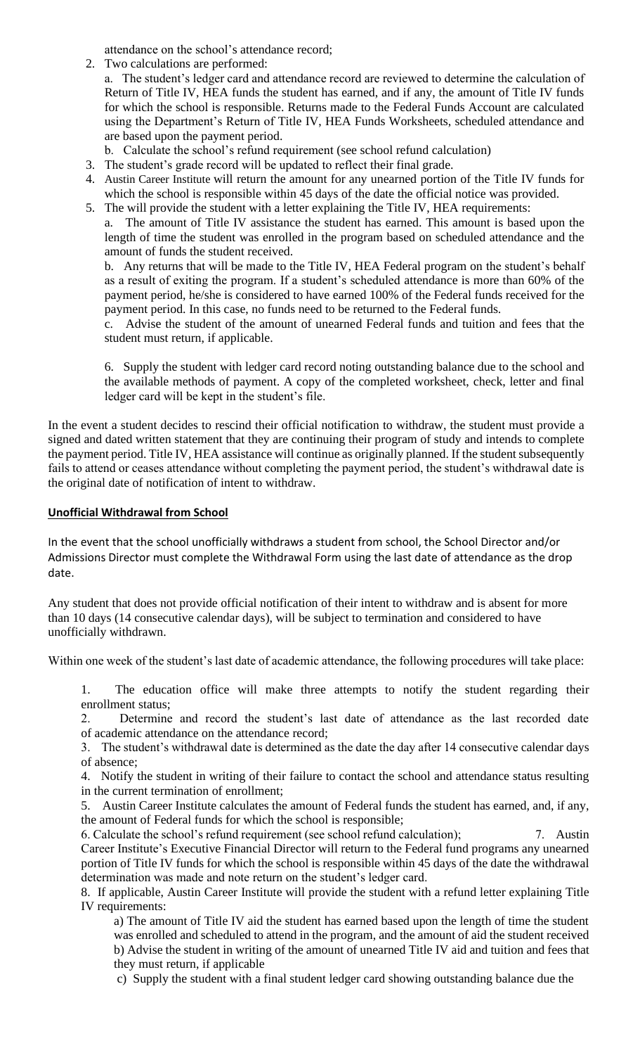attendance on the school's attendance record;

2. Two calculations are performed:

   a. The student's ledger card and attendance record are reviewed to determine the calculation of Return of Title IV, HEA funds the student has earned, and if any, the amount of Title IV funds for which the school is responsible. Returns made to the Federal Funds Account are calculated using the Department's Return of Title IV, HEA Funds Worksheets, scheduled attendance and are based upon the payment period.

   b. Calculate the school's refund requirement (see school refund calculation)

3. The student's grade record will be updated to reflect their final grade.
4. Austin Career Institute will return the amount for any unearned portion of the Title IV funds for which the school is responsible within 45 days of the date the official notice was provided.
5. The will provide the student with a letter explaining the Title IV, HEA requirements:

   a. The amount of Title IV assistance the student has earned. This amount is based upon the length of time the student was enrolled in the program based on scheduled attendance and the amount of funds the student received.

   b. Any returns that will be made to the Title IV, HEA Federal program on the student's behalf as a result of exiting the program. If a student's scheduled attendance is more than 60% of the payment period, he/she is considered to have earned 100% of the Federal funds received for the payment period. In this case, no funds need to be returned to the Federal funds.

   c. Advise the student of the amount of unearned Federal funds and tuition and fees that the student must return, if applicable.

   6. Supply the student with ledger card record noting outstanding balance due to the school and the available methods of payment. A copy of the completed worksheet, check, letter and final ledger card will be kept in the student's file.

In the event a student decides to rescind their official notification to withdraw, the student must provide a signed and dated written statement that they are continuing their program of study and intends to complete the payment period. Title IV, HEA assistance will continue as originally planned. If the student subsequently fails to attend or ceases attendance without completing the payment period, the student's withdrawal date is the original date of notification of intent to withdraw.

**Unofficial Withdrawal from School**

In the event that the school unofficially withdraws a student from school, the School Director and/or Admissions Director must complete the Withdrawal Form using the last date of attendance as the drop date.

Any student that does not provide official notification of their intent to withdraw and is absent for more than 10 days (14 consecutive calendar days), will be subject to termination and considered to have unofficially withdrawn.

Within one week of the student's last date of academic attendance, the following procedures will take place:

1. The education office will make three attempts to notify the student regarding their enrollment status;
2. Determine and record the student's last date of attendance as the last recorded date of academic attendance on the attendance record;
3. The student's withdrawal date is determined as the date the day after 14 consecutive calendar days of absence;
4. Notify the student in writing of their failure to contact the school and attendance status resulting in the current termination of enrollment;
5. Austin Career Institute calculates the amount of Federal funds the student has earned, and, if any, the amount of Federal funds for which the school is responsible;
6. Calculate the school's refund requirement (see school refund calculation);
7. Austin Career Institute's Executive Financial Director will return to the Federal fund programs any unearned portion of Title IV funds for which the school is responsible within 45 days of the date the withdrawal determination was made and note return on the student's ledger card.
8. If applicable, Austin Career Institute will provide the student with a refund letter explaining Title IV requirements:

   a) The amount of Title IV aid the student has earned based upon the length of time the student was enrolled and scheduled to attend in the program, and the amount of aid the student received

   b) Advise the student in writing of the amount of unearned Title IV aid and tuition and fees that they must return, if applicable

   c) Supply the student with a final student ledger card showing outstanding balance due the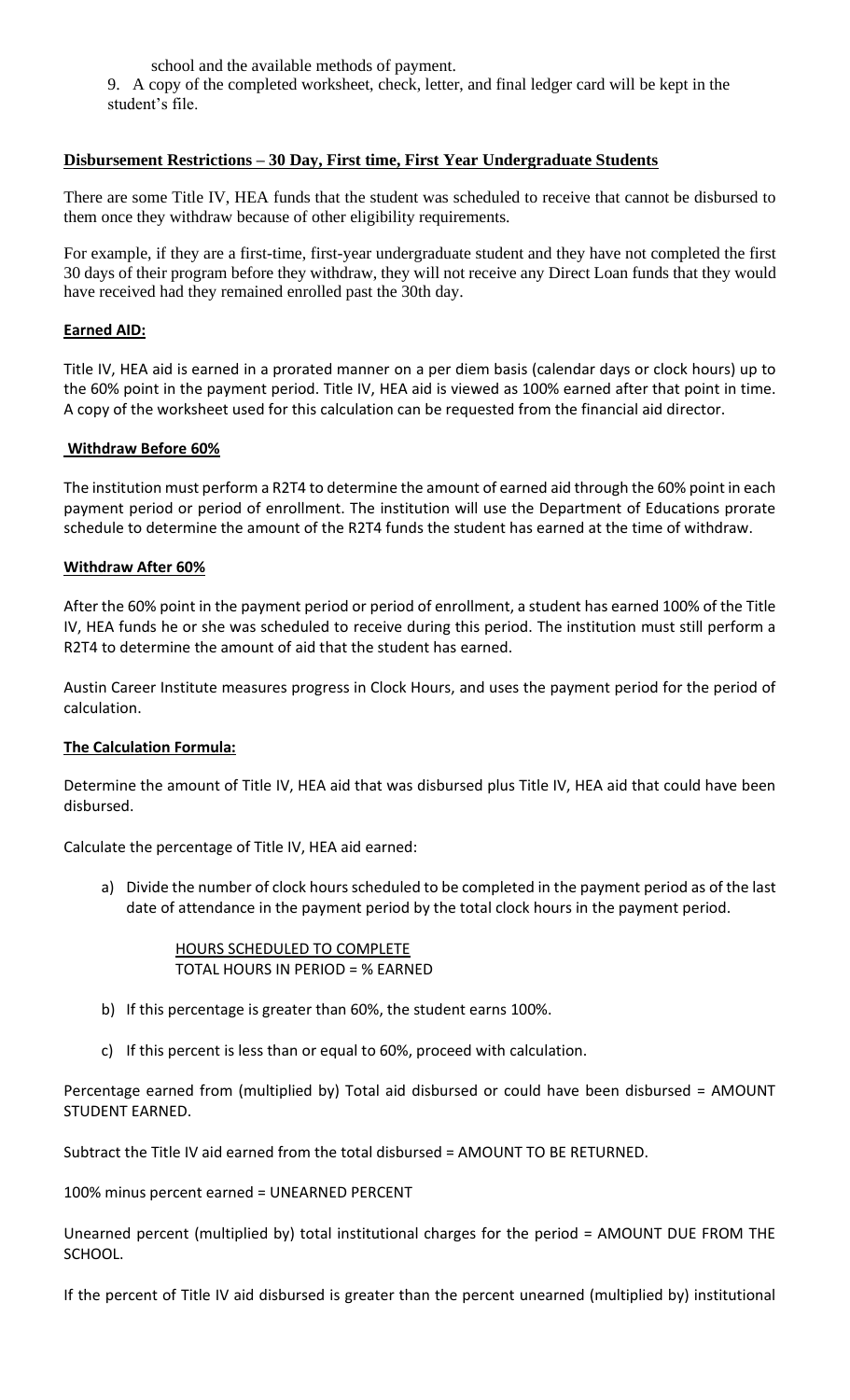school and the available methods of payment.

9. A copy of the completed worksheet, check, letter, and final ledger card will be kept in the student's file.

**Disbursement Restrictions – 30 Day, First time, First Year Undergraduate Students**

There are some Title IV, HEA funds that the student was scheduled to receive that cannot be disbursed to them once they withdraw because of other eligibility requirements.

For example, if they are a first-time, first-year undergraduate student and they have not completed the first 30 days of their program before they withdraw, they will not receive any Direct Loan funds that they would have received had they remained enrolled past the 30th day.

**Earned AID:**

Title IV, HEA aid is earned in a prorated manner on a per diem basis (calendar days or clock hours) up to the 60% point in the payment period. Title IV, HEA aid is viewed as 100% earned after that point in time. A copy of the worksheet used for this calculation can be requested from the financial aid director.

**Withdraw Before 60%**

The institution must perform a R2T4 to determine the amount of earned aid through the 60% point in each payment period or period of enrollment. The institution will use the Department of Educations prorate schedule to determine the amount of the R2T4 funds the student has earned at the time of withdraw.

**Withdraw After 60%**

After the 60% point in the payment period or period of enrollment, a student has earned 100% of the Title IV, HEA funds he or she was scheduled to receive during this period. The institution must still perform a R2T4 to determine the amount of aid that the student has earned.

Austin Career Institute measures progress in Clock Hours, and uses the payment period for the period of calculation.

**The Calculation Formula:**

Determine the amount of Title IV, HEA aid that was disbursed plus Title IV, HEA aid that could have been disbursed.

Calculate the percentage of Title IV, HEA aid earned:

a) Divide the number of clock hours scheduled to be completed in the payment period as of the last date of attendance in the payment period by the total clock hours in the payment period.

   HOURS SCHEDULED TO COMPLETE
   TOTAL HOURS IN PERIOD = % EARNED

b) If this percentage is greater than 60%, the student earns 100%.

c) If this percent is less than or equal to 60%, proceed with calculation.

Percentage earned from (multiplied by) Total aid disbursed or could have been disbursed = AMOUNT STUDENT EARNED.

Subtract the Title IV aid earned from the total disbursed = AMOUNT TO BE RETURNED.

100% minus percent earned = UNEARNED PERCENT

Unearned percent (multiplied by) total institutional charges for the period = AMOUNT DUE FROM THE SCHOOL.

If the percent of Title IV aid disbursed is greater than the percent unearned (multiplied by) institutional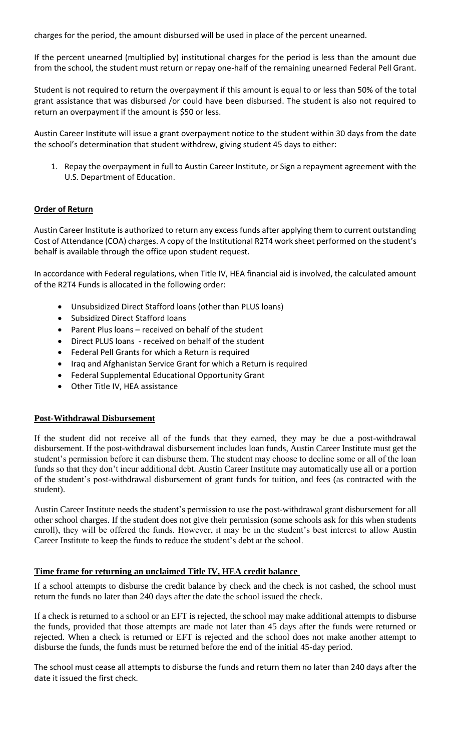charges for the period, the amount disbursed will be used in place of the percent unearned.

If the percent unearned (multiplied by) institutional charges for the period is less than the amount due from the school, the student must return or repay one-half of the remaining unearned Federal Pell Grant.

Student is not required to return the overpayment if this amount is equal to or less than 50% of the total grant assistance that was disbursed /or could have been disbursed. The student is also not required to return an overpayment if the amount is $50 or less.

Austin Career Institute will issue a grant overpayment notice to the student within 30 days from the date the school's determination that student withdrew, giving student 45 days to either:

1. Repay the overpayment in full to Austin Career Institute, or Sign a repayment agreement with the U.S. Department of Education.

**Order of Return**

Austin Career Institute is authorized to return any excess funds after applying them to current outstanding Cost of Attendance (COA) charges. A copy of the Institutional R2T4 work sheet performed on the student's behalf is available through the office upon student request.

In accordance with Federal regulations, when Title IV, HEA financial aid is involved, the calculated amount of the R2T4 Funds is allocated in the following order:

- Unsubsidized Direct Stafford loans (other than PLUS loans)
- Subsidized Direct Stafford loans
- Parent Plus loans – received on behalf of the student
- Direct PLUS loans - received on behalf of the student
- Federal Pell Grants for which a Return is required
- Iraq and Afghanistan Service Grant for which a Return is required
- Federal Supplemental Educational Opportunity Grant
- Other Title IV, HEA assistance

**Post-Withdrawal Disbursement**

If the student did not receive all of the funds that they earned, they may be due a post-withdrawal disbursement. If the post-withdrawal disbursement includes loan funds, Austin Career Institute must get the student's permission before it can disburse them. The student may choose to decline some or all of the loan funds so that they don't incur additional debt. Austin Career Institute may automatically use all or a portion of the student's post-withdrawal disbursement of grant funds for tuition, and fees (as contracted with the student).

Austin Career Institute needs the student's permission to use the post-withdrawal grant disbursement for all other school charges. If the student does not give their permission (some schools ask for this when students enroll), they will be offered the funds. However, it may be in the student's best interest to allow Austin Career Institute to keep the funds to reduce the student's debt at the school.

**Time frame for returning an unclaimed Title IV, HEA credit balance**

If a school attempts to disburse the credit balance by check and the check is not cashed, the school must return the funds no later than 240 days after the date the school issued the check.

If a check is returned to a school or an EFT is rejected, the school may make additional attempts to disburse the funds, provided that those attempts are made not later than 45 days after the funds were returned or rejected. When a check is returned or EFT is rejected and the school does not make another attempt to disburse the funds, the funds must be returned before the end of the initial 45-day period.

The school must cease all attempts to disburse the funds and return them no later than 240 days after the date it issued the first check.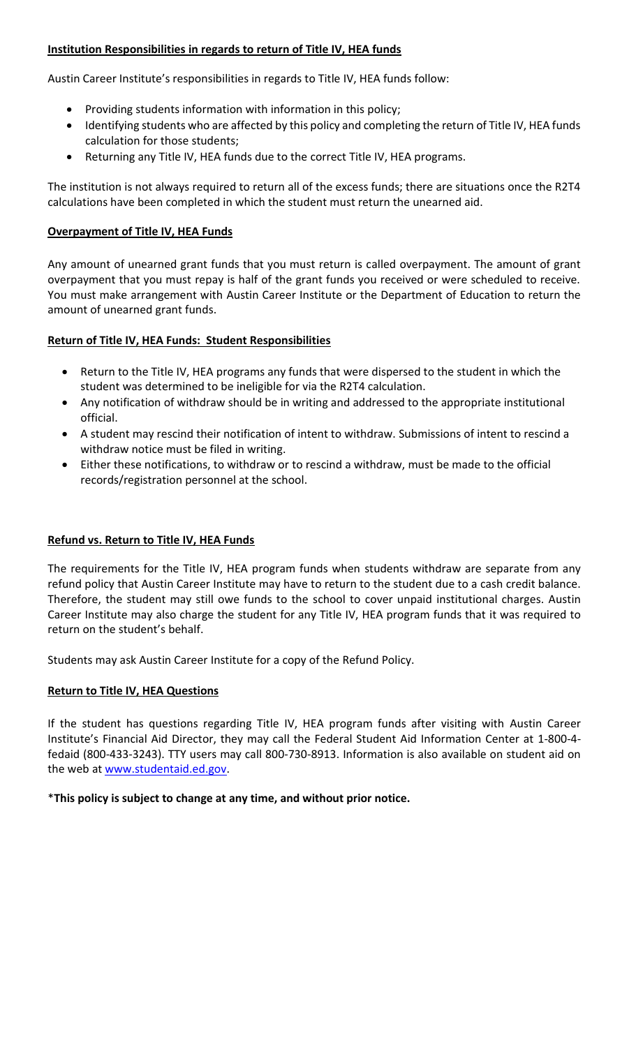## Institution Responsibilities in regards to return of Title IV, HEA funds

Austin Career Institute's responsibilities in regards to Title IV, HEA funds follow:

- Providing students information with information in this policy;
- Identifying students who are affected by this policy and completing the return of Title IV, HEA funds calculation for those students;
- Returning any Title IV, HEA funds due to the correct Title IV, HEA programs.

The institution is not always required to return all of the excess funds; there are situations once the R2T4 calculations have been completed in which the student must return the unearned aid.

## Overpayment of Title IV, HEA Funds

Any amount of unearned grant funds that you must return is called overpayment. The amount of grant overpayment that you must repay is half of the grant funds you received or were scheduled to receive. You must make arrangement with Austin Career Institute or the Department of Education to return the amount of unearned grant funds.

## Return of Title IV, HEA Funds: Student Responsibilities

- Return to the Title IV, HEA programs any funds that were dispersed to the student in which the student was determined to be ineligible for via the R2T4 calculation.
- Any notification of withdraw should be in writing and addressed to the appropriate institutional official.
- A student may rescind their notification of intent to withdraw. Submissions of intent to rescind a withdraw notice must be filed in writing.
- Either these notifications, to withdraw or to rescind a withdraw, must be made to the official records/registration personnel at the school.

## Refund vs. Return to Title IV, HEA Funds

The requirements for the Title IV, HEA program funds when students withdraw are separate from any refund policy that Austin Career Institute may have to return to the student due to a cash credit balance. Therefore, the student may still owe funds to the school to cover unpaid institutional charges. Austin Career Institute may also charge the student for any Title IV, HEA program funds that it was required to return on the student's behalf.

Students may ask Austin Career Institute for a copy of the Refund Policy.

## Return to Title IV, HEA Questions

If the student has questions regarding Title IV, HEA program funds after visiting with Austin Career Institute's Financial Aid Director, they may call the Federal Student Aid Information Center at 1-800-4-fedaid (800-433-3243). TTY users may call 800-730-8913. Information is also available on student aid on the web at www.studentaid.ed.gov.

\***This policy is subject to change at any time, and without prior notice.**